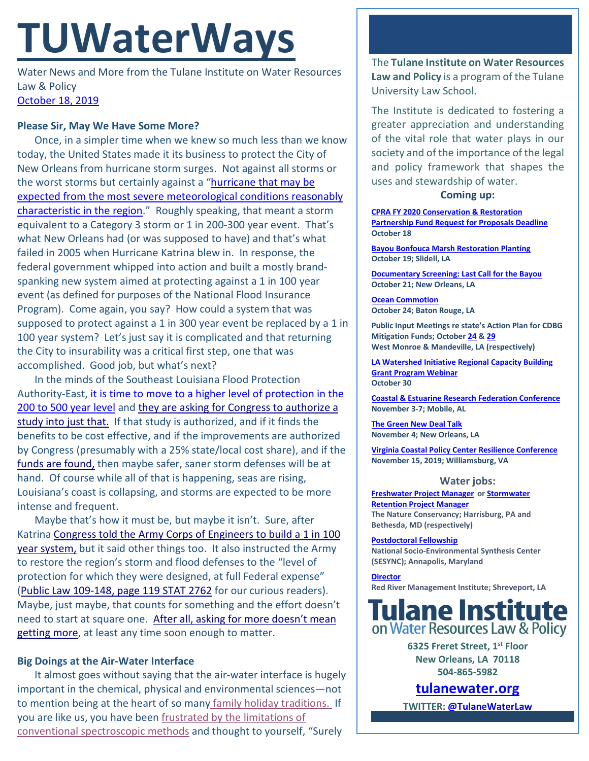# TUWaterWays

Water News and More from the Tulane Institute on Water Resources Law & Policy
October 18, 2019

### Please Sir, May We Have Some More?

Once, in a simpler time when we knew so much less than we know today, the United States made it its business to protect the City of New Orleans from hurricane storm surges. Not against all storms or the worst storms but certainly against a "hurricane that may be expected from the most severe meteorological conditions reasonably characteristic in the region." Roughly speaking, that meant a storm equivalent to a Category 3 storm or 1 in 200-300 year event. That's what New Orleans had (or was supposed to have) and that's what failed in 2005 when Hurricane Katrina blew in. In response, the federal government whipped into action and built a mostly brand-spanking new system aimed at protecting against a 1 in 100 year event (as defined for purposes of the National Flood Insurance Program). Come again, you say? How could a system that was supposed to protect against a 1 in 300 year event be replaced by a 1 in 100 year system? Let's just say it is complicated and that returning the City to insurability was a critical first step, one that was accomplished. Good job, but what's next?

In the minds of the Southeast Louisiana Flood Protection Authority-East, it is time to move to a higher level of protection in the 200 to 500 year level and they are asking for Congress to authorize a study into just that. If that study is authorized, and if it finds the benefits to be cost effective, and if the improvements are authorized by Congress (presumably with a 25% state/local cost share), and if the funds are found, then maybe safer, saner storm defenses will be at hand. Of course while all of that is happening, seas are rising, Louisiana's coast is collapsing, and storms are expected to be more intense and frequent.

Maybe that's how it must be, but maybe it isn't. Sure, after Katrina Congress told the Army Corps of Engineers to build a 1 in 100 year system, but it said other things too. It also instructed the Army to restore the region's storm and flood defenses to the "level of protection for which they were designed, at full Federal expense" (Public Law 109-148, page 119 STAT 2762 for our curious readers). Maybe, just maybe, that counts for something and the effort doesn't need to start at square one. After all, asking for more doesn't mean getting more, at least any time soon enough to matter.

### Big Doings at the Air-Water Interface

It almost goes without saying that the air-water interface is hugely important in the chemical, physical and environmental sciences—not to mention being at the heart of so many family holiday traditions. If you are like us, you have been frustrated by the limitations of conventional spectroscopic methods and thought to yourself, "Surely

---

The **Tulane Institute on Water Resources Law and Policy** is a program of the Tulane University Law School.

The Institute is dedicated to fostering a greater appreciation and understanding of the vital role that water plays in our society and of the importance of the legal and policy framework that shapes the uses and stewardship of water.

**Coming up:**

**CPRA FY 2020 Conservation & Restoration Partnership Fund Request for Proposals Deadline**
**October 18**

**Bayou Bonfouca Marsh Restoration Planting**
**October 19; Slidell, LA**

**Documentary Screening: Last Call for the Bayou**
**October 21; New Orleans, LA**

**Ocean Commotion**
**October 24; Baton Rouge, LA**

**Public Input Meetings re state's Action Plan for CDBG Mitigation Funds; October 24 & 29**
**West Monroe & Mandeville, LA (respectively)**

**LA Watershed Initiative Regional Capacity Building Grant Program Webinar**
**October 30**

**Coastal & Estuarine Research Federation Conference**
**November 3-7; Mobile, AL**

**The Green New Deal Talk**
**November 4; New Orleans, LA**

**Virginia Coastal Policy Center Resilience Conference**
**November 15, 2019; Williamsburg, VA**

**Water jobs:**

**Freshwater Project Manager or Stormwater Retention Project Manager**
**The Nature Conservancy; Harrisburg, PA and Bethesda, MD (respectively)**

**Postdoctoral Fellowship**
**National Socio-Environmental Synthesis Center (SESYNC); Annapolis, Maryland**

**Director**
**Red River Management Institute; Shreveport, LA**

**Tulane Institute on Water Resources Law & Policy**

**6325 Freret Street, 1st Floor**
**New Orleans, LA 70118**
**504-865-5982**

**tulanewater.org**

**TWITTER: @TulaneWaterLaw**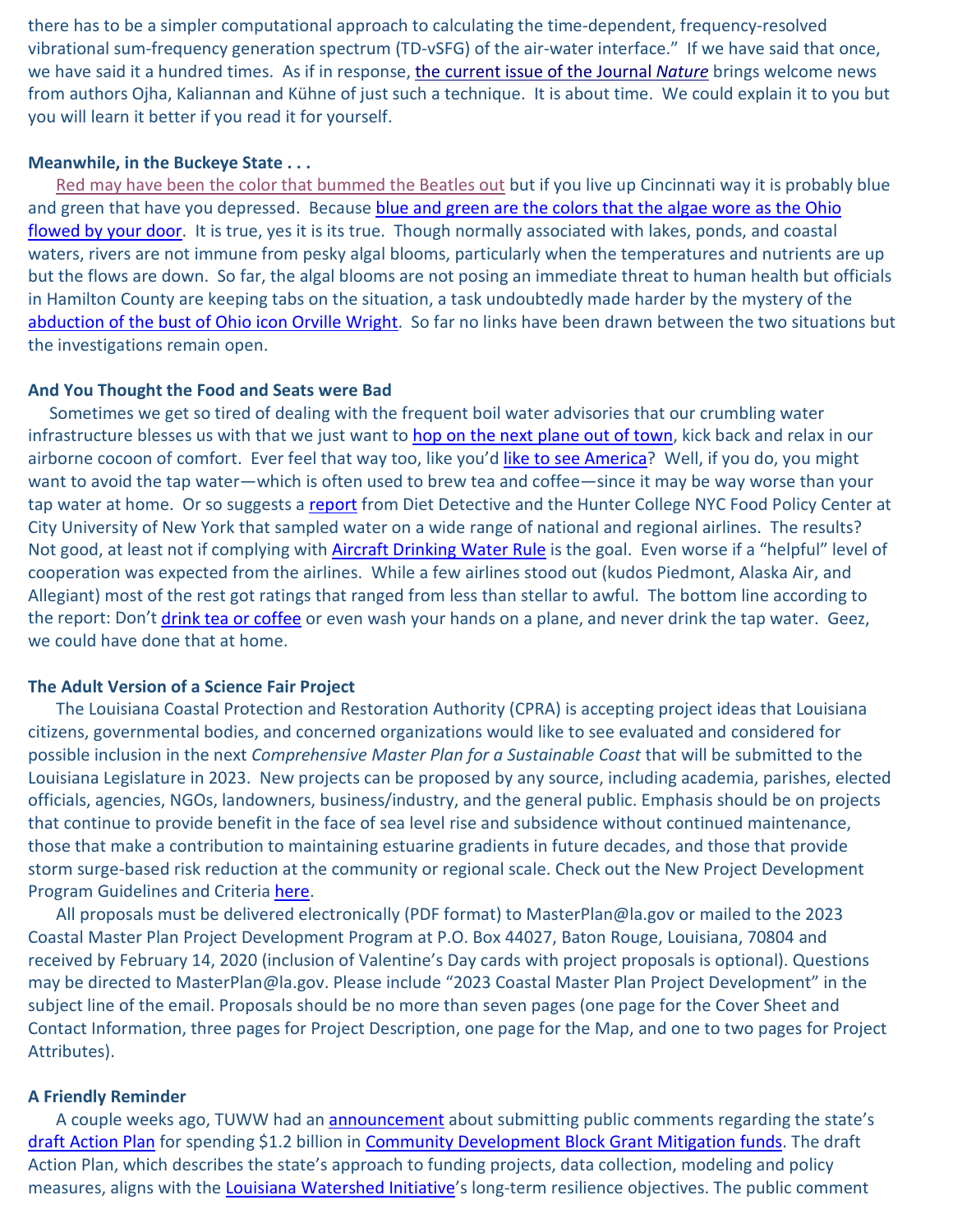there has to be a simpler computational approach to calculating the time-dependent, frequency-resolved vibrational sum-frequency generation spectrum (TD-vSFG) of the air-water interface." If we have said that once, we have said it a hundred times. As if in response, the current issue of the Journal *Nature* brings welcome news from authors Ojha, Kaliannan and Kühne of just such a technique. It is about time. We could explain it to you but you will learn it better if you read it for yourself.

**Meanwhile, in the Buckeye State . . .**

Red may have been the color that bummed the Beatles out but if you live up Cincinnati way it is probably blue and green that have you depressed. Because blue and green are the colors that the algae wore as the Ohio flowed by your door. It is true, yes it is its true. Though normally associated with lakes, ponds, and coastal waters, rivers are not immune from pesky algal blooms, particularly when the temperatures and nutrients are up but the flows are down. So far, the algal blooms are not posing an immediate threat to human health but officials in Hamilton County are keeping tabs on the situation, a task undoubtedly made harder by the mystery of the abduction of the bust of Ohio icon Orville Wright. So far no links have been drawn between the two situations but the investigations remain open.

**And You Thought the Food and Seats were Bad**

Sometimes we get so tired of dealing with the frequent boil water advisories that our crumbling water infrastructure blesses us with that we just want to hop on the next plane out of town, kick back and relax in our airborne cocoon of comfort. Ever feel that way too, like you'd like to see America? Well, if you do, you might want to avoid the tap water—which is often used to brew tea and coffee—since it may be way worse than your tap water at home. Or so suggests a report from Diet Detective and the Hunter College NYC Food Policy Center at City University of New York that sampled water on a wide range of national and regional airlines. The results? Not good, at least not if complying with Aircraft Drinking Water Rule is the goal. Even worse if a "helpful" level of cooperation was expected from the airlines. While a few airlines stood out (kudos Piedmont, Alaska Air, and Allegiant) most of the rest got ratings that ranged from less than stellar to awful. The bottom line according to the report: Don't drink tea or coffee or even wash your hands on a plane, and never drink the tap water. Geez, we could have done that at home.

**The Adult Version of a Science Fair Project**

The Louisiana Coastal Protection and Restoration Authority (CPRA) is accepting project ideas that Louisiana citizens, governmental bodies, and concerned organizations would like to see evaluated and considered for possible inclusion in the next *Comprehensive Master Plan for a Sustainable Coast* that will be submitted to the Louisiana Legislature in 2023. New projects can be proposed by any source, including academia, parishes, elected officials, agencies, NGOs, landowners, business/industry, and the general public. Emphasis should be on projects that continue to provide benefit in the face of sea level rise and subsidence without continued maintenance, those that make a contribution to maintaining estuarine gradients in future decades, and those that provide storm surge-based risk reduction at the community or regional scale. Check out the New Project Development Program Guidelines and Criteria here.

All proposals must be delivered electronically (PDF format) to MasterPlan@la.gov or mailed to the 2023 Coastal Master Plan Project Development Program at P.O. Box 44027, Baton Rouge, Louisiana, 70804 and received by February 14, 2020 (inclusion of Valentine's Day cards with project proposals is optional). Questions may be directed to MasterPlan@la.gov. Please include "2023 Coastal Master Plan Project Development" in the subject line of the email. Proposals should be no more than seven pages (one page for the Cover Sheet and Contact Information, three pages for Project Description, one page for the Map, and one to two pages for Project Attributes).

**A Friendly Reminder**

A couple weeks ago, TUWW had an announcement about submitting public comments regarding the state's draft Action Plan for spending $1.2 billion in Community Development Block Grant Mitigation funds. The draft Action Plan, which describes the state's approach to funding projects, data collection, modeling and policy measures, aligns with the Louisiana Watershed Initiative's long-term resilience objectives. The public comment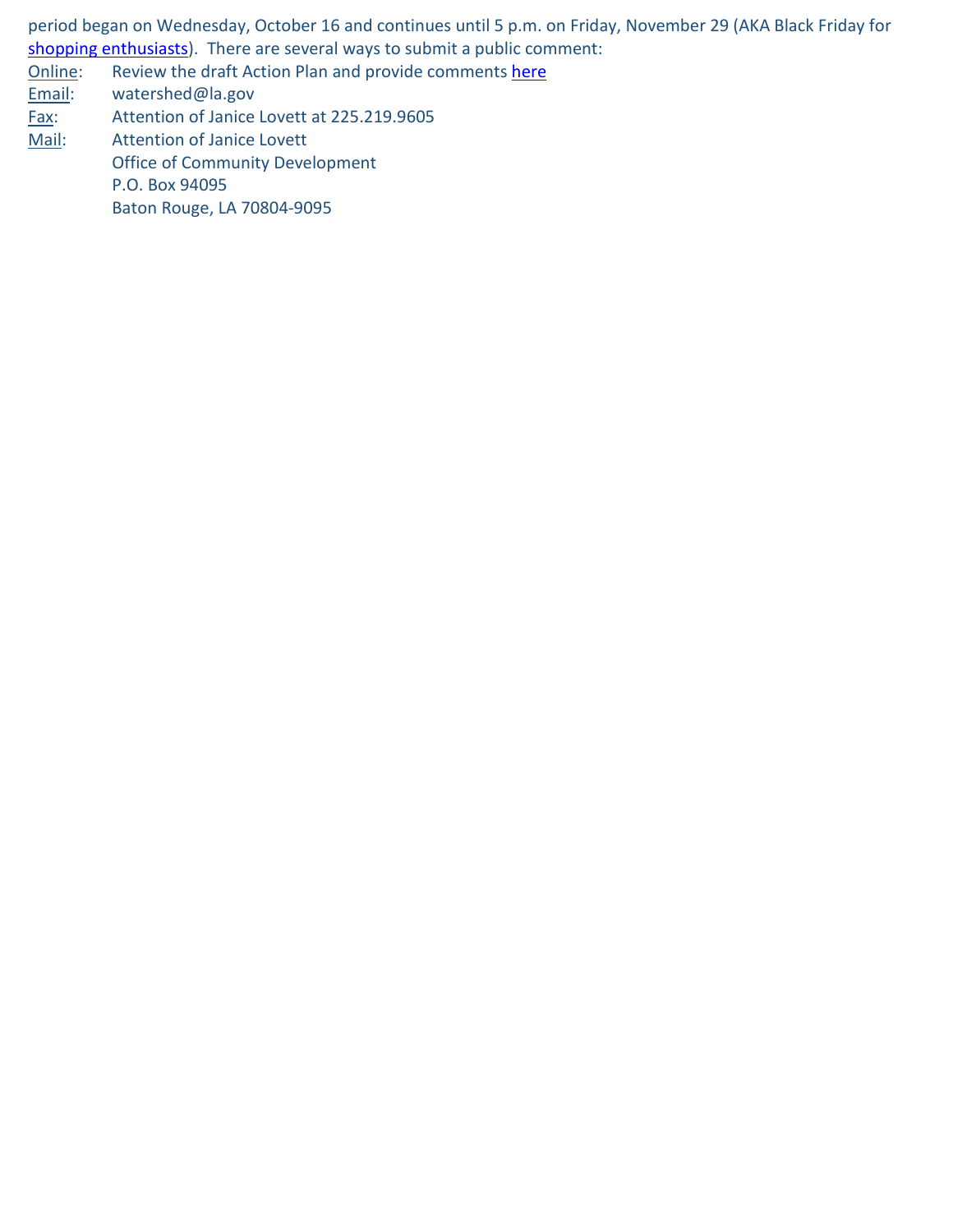period began on Wednesday, October 16 and continues until 5 p.m. on Friday, November 29 (AKA Black Friday for shopping enthusiasts). There are several ways to submit a public comment:

Online: Review the draft Action Plan and provide comments here

Email: watershed@la.gov

Fax: Attention of Janice Lovett at 225.219.9605

Mail: Attention of Janice Lovett
Office of Community Development
P.O. Box 94095
Baton Rouge, LA 70804-9095